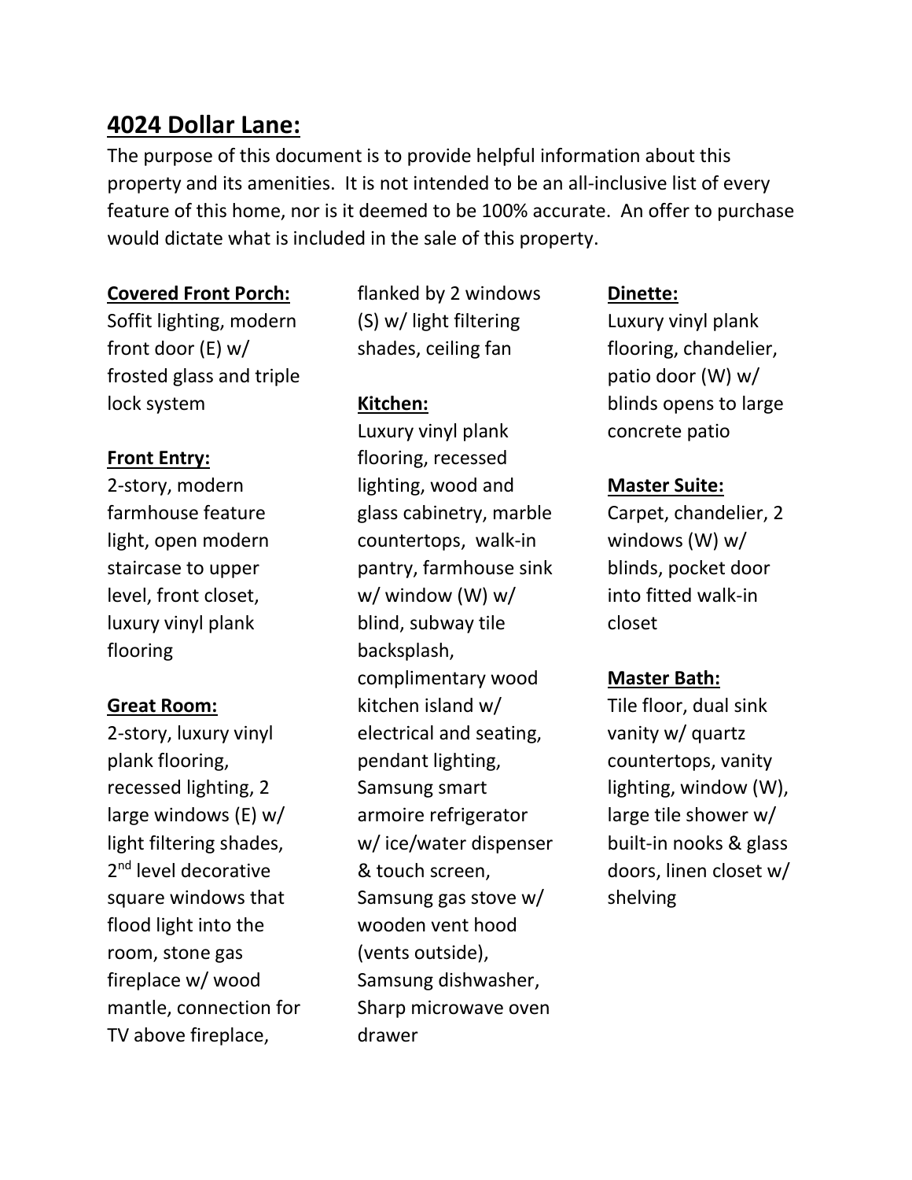## 4024 Dollar Lane:

The purpose of this document is to provide helpful information about this property and its amenities. It is not intended to be an all-inclusive list of every feature of this home, nor is it deemed to be 100% accurate. An offer to purchase would dictate what is included in the sale of this property.

**Covered Front Porch:**
Soffit lighting, modern front door (E) w/ frosted glass and triple lock system

**Front Entry:**
2-story, modern farmhouse feature light, open modern staircase to upper level, front closet, luxury vinyl plank flooring

**Great Room:**
2-story, luxury vinyl plank flooring, recessed lighting, 2 large windows (E) w/ light filtering shades, 2nd level decorative square windows that flood light into the room, stone gas fireplace w/ wood mantle, connection for TV above fireplace, flanked by 2 windows (S) w/ light filtering shades, ceiling fan

**Kitchen:**
Luxury vinyl plank flooring, recessed lighting, wood and glass cabinetry, marble countertops, walk-in pantry, farmhouse sink w/ window (W) w/ blind, subway tile backsplash, complimentary wood kitchen island w/ electrical and seating, pendant lighting, Samsung smart armoire refrigerator w/ ice/water dispenser & touch screen, Samsung gas stove w/ wooden vent hood (vents outside), Samsung dishwasher, Sharp microwave oven drawer

**Dinette:**
Luxury vinyl plank flooring, chandelier, patio door (W) w/ blinds opens to large concrete patio

**Master Suite:**
Carpet, chandelier, 2 windows (W) w/ blinds, pocket door into fitted walk-in closet

**Master Bath:**
Tile floor, dual sink vanity w/ quartz countertops, vanity lighting, window (W), large tile shower w/ built-in nooks & glass doors, linen closet w/ shelving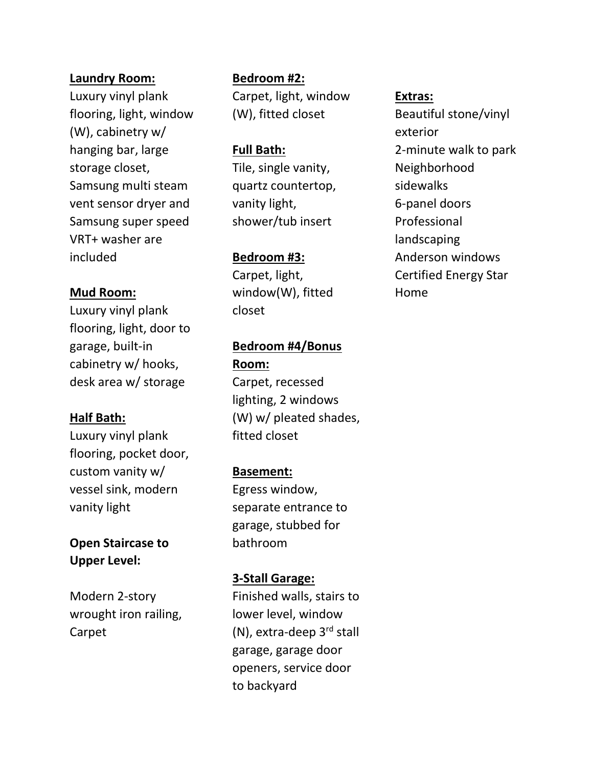**Laundry Room:**
Luxury vinyl plank flooring, light, window (W), cabinetry w/ hanging bar, large storage closet, Samsung multi steam vent sensor dryer and Samsung super speed VRT+ washer are included

**Mud Room:**
Luxury vinyl plank flooring, light, door to garage, built-in cabinetry w/ hooks, desk area w/ storage

**Half Bath:**
Luxury vinyl plank flooring, pocket door, custom vanity w/ vessel sink, modern vanity light

**Open Staircase to Upper Level:**

Modern 2-story wrought iron railing, Carpet

**Bedroom #2:**
Carpet, light, window (W), fitted closet

**Full Bath:**
Tile, single vanity, quartz countertop, vanity light, shower/tub insert

**Bedroom #3:**
Carpet, light, window(W), fitted closet

**Bedroom #4/Bonus Room:**
Carpet, recessed lighting, 2 windows (W) w/ pleated shades, fitted closet

**Basement:**
Egress window, separate entrance to garage, stubbed for bathroom

**3-Stall Garage:**
Finished walls, stairs to lower level, window (N), extra-deep 3rd stall garage, garage door openers, service door to backyard

**Extras:**
Beautiful stone/vinyl exterior
2-minute walk to park
Neighborhood sidewalks
6-panel doors
Professional landscaping
Anderson windows
Certified Energy Star Home